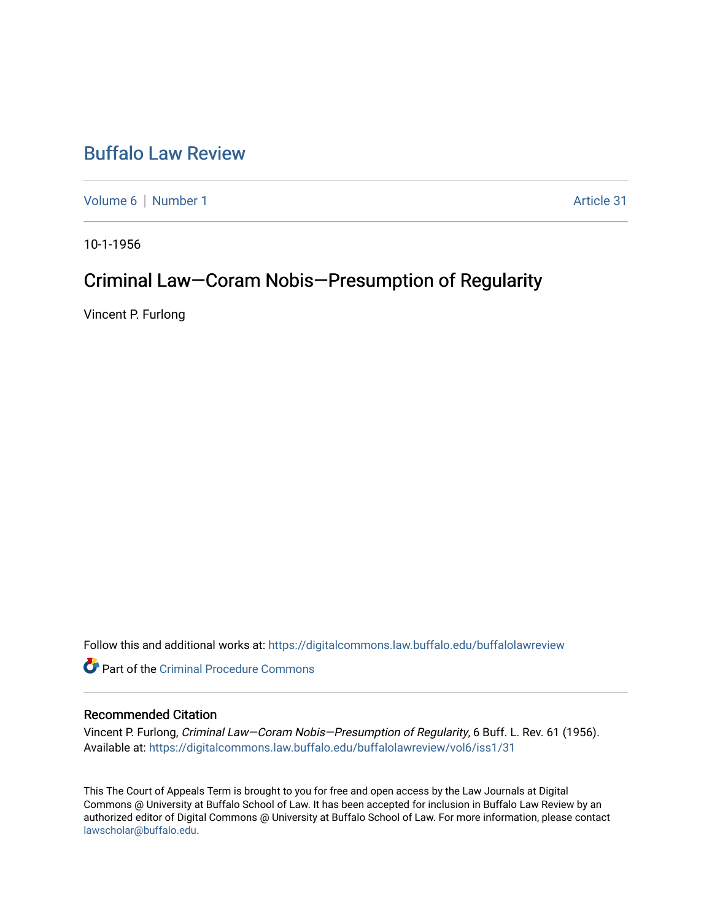# Buffalo Law Review

Volume 6 | Number 1 Article 31

10-1-1956

## Criminal Law—Coram Nobis—Presumption of Regularity

Vincent P. Furlong

Follow this and additional works at: https://digitalcommons.law.buffalo.edu/buffalolawreview

Part of the Criminal Procedure Commons

### Recommended Citation

Vincent P. Furlong, *Criminal Law—Coram Nobis—Presumption of Regularity*, 6 Buff. L. Rev. 61 (1956).
Available at: https://digitalcommons.law.buffalo.edu/buffalolawreview/vol6/iss1/31

This The Court of Appeals Term is brought to you for free and open access by the Law Journals at Digital Commons @ University at Buffalo School of Law. It has been accepted for inclusion in Buffalo Law Review by an authorized editor of Digital Commons @ University at Buffalo School of Law. For more information, please contact lawscholar@buffalo.edu.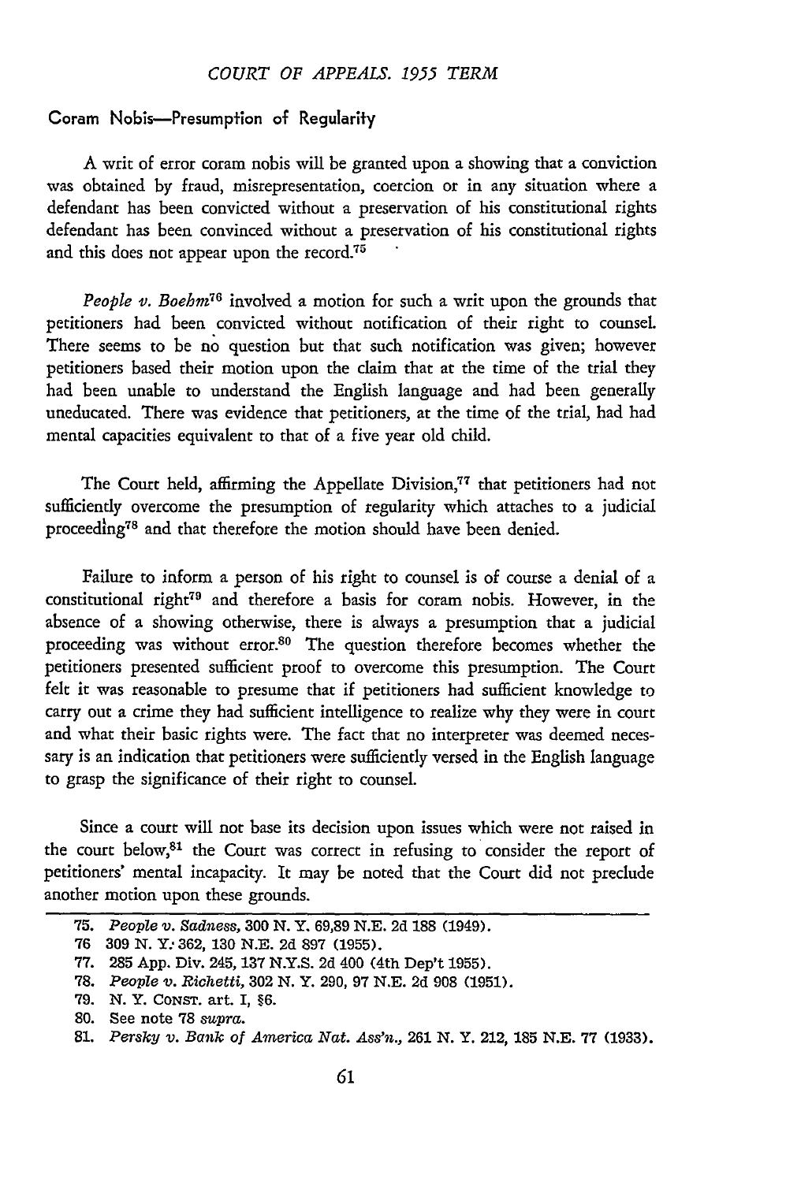## Coram Nobis—Presumption of Regularity

A writ of error coram nobis will be granted upon a showing that a conviction was obtained by fraud, misrepresentation, coercion or in any situation where a defendant has been convicted without a preservation of his constitutional rights defendant has been convinced without a preservation of his constitutional rights and this does not appear upon the record.[75]

*People v. Boehm*[76] involved a motion for such a writ upon the grounds that petitioners had been convicted without notification of their right to counsel. There seems to be no question but that such notification was given; however petitioners based their motion upon the claim that at the time of the trial they had been unable to understand the English language and had been generally uneducated. There was evidence that petitioners, at the time of the trial, had had mental capacities equivalent to that of a five year old child.

The Court held, affirming the Appellate Division,[77] that petitioners had not sufficiently overcome the presumption of regularity which attaches to a judicial proceeding[78] and that therefore the motion should have been denied.

Failure to inform a person of his right to counsel is of course a denial of a constitutional right[79] and therefore a basis for coram nobis. However, in the absence of a showing otherwise, there is always a presumption that a judicial proceeding was without error.[80] The question therefore becomes whether the petitioners presented sufficient proof to overcome this presumption. The Court felt it was reasonable to presume that if petitioners had sufficient knowledge to carry out a crime they had sufficient intelligence to realize why they were in court and what their basic rights were. The fact that no interpreter was deemed necessary is an indication that petitioners were sufficiently versed in the English language to grasp the significance of their right to counsel.

Since a court will not base its decision upon issues which were not raised in the court below,[81] the Court was correct in refusing to consider the report of petitioners' mental incapacity. It may be noted that the Court did not preclude another motion upon these grounds.

---

75. *People v. Sadness*, 300 N. Y. 69,89 N.E. 2d 188 (1949).
76 309 N. Y. 362, 130 N.E. 2d 897 (1955).
77. 285 App. Div. 245, 137 N.Y.S. 2d 400 (4th Dep't 1955).
78. *People v. Richetti*, 302 N. Y. 290, 97 N.E. 2d 908 (1951).
79. N. Y. CONST. art. I, §6.
80. See note 78 *supra*.
81. *Persky v. Bank of America Nat. Ass'n.*, 261 N. Y. 212, 185 N.E. 77 (1933).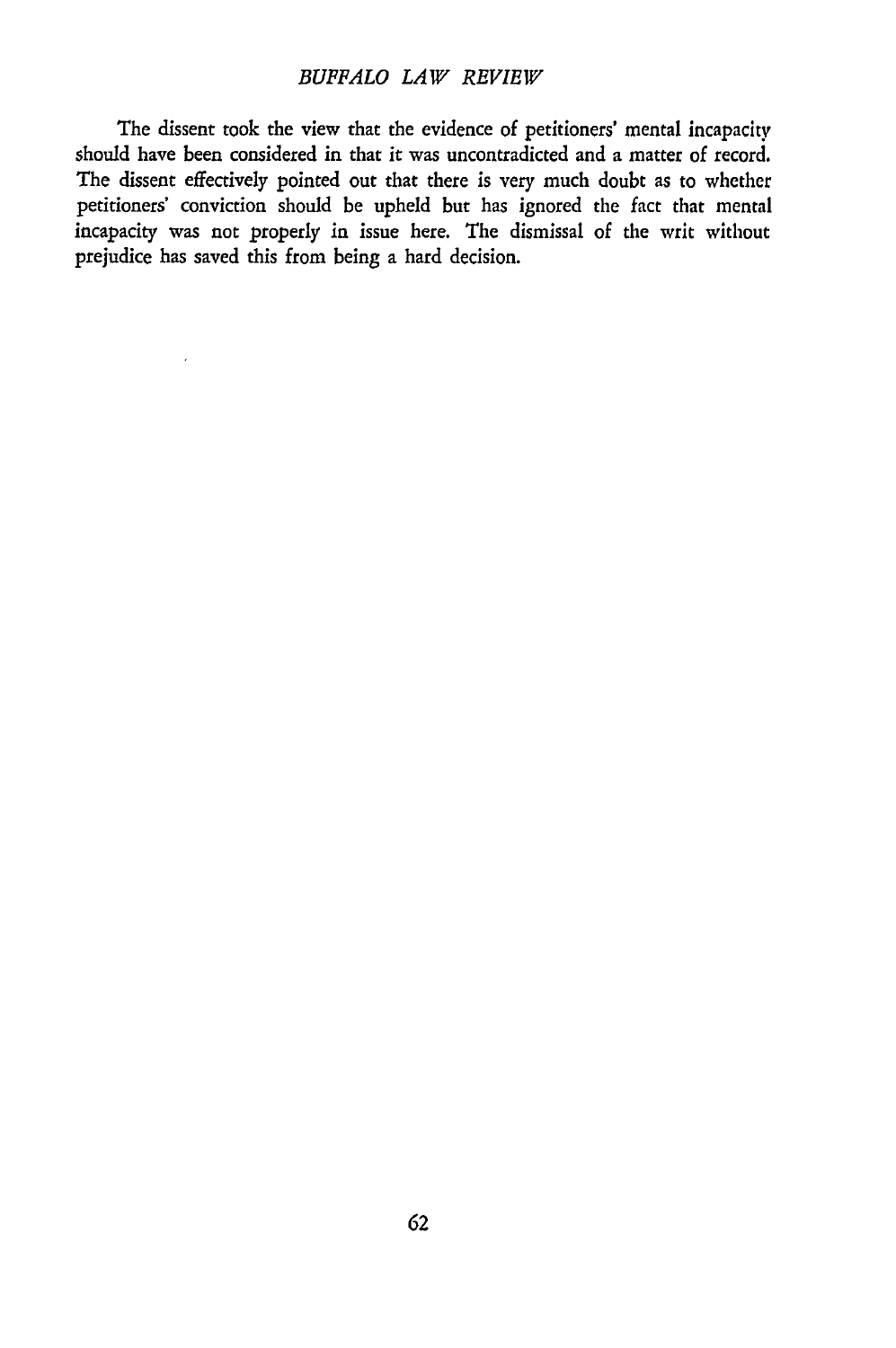The dissent took the view that the evidence of petitioners' mental incapacity should have been considered in that it was uncontradicted and a matter of record. The dissent effectively pointed out that there is very much doubt as to whether petitioners' conviction should be upheld but has ignored the fact that mental incapacity was not properly in issue here. The dismissal of the writ without prejudice has saved this from being a hard decision.